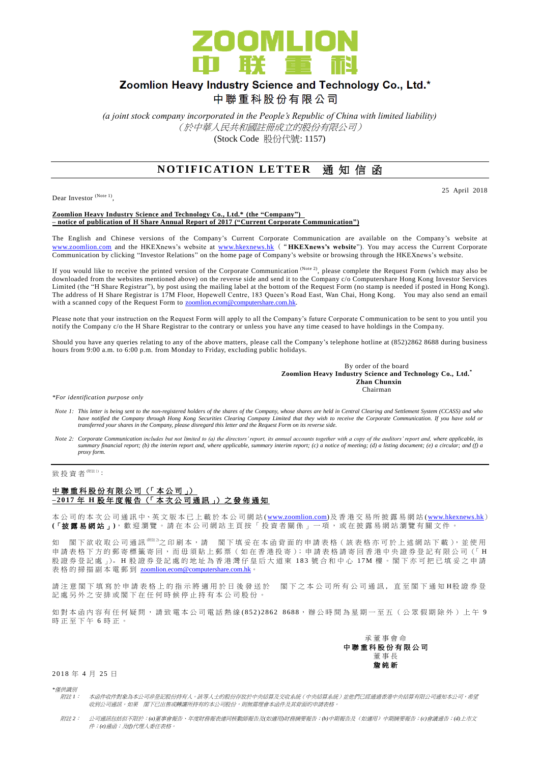# Zoomlion Heavy Industry Science and Technology Co., Ltd.*

# 中聯重科股份有限公司

*(a joint stock company incorporated in the People's Republic of China with limited liability)*

*（於中華人民共和國註冊成立的股份有限公司）*

(Stock Code 股份代號: 1157)

## NOTIFICATION LETTER 通知信函

25 April 2018

Dear Investor (Note 1),

**Zoomlion Heavy Industry Science and Technology Co., Ltd.* (the "Company") – notice of publication of H Share Annual Report of 2017 ("Current Corporate Communication")**

The English and Chinese versions of the Company's Current Corporate Communication are available on the Company's website at www.zoomlion.com and the HKEXnews's website at www.hkexnews.hk ("**HKEXnews's website**"). You may access the Current Corporate Communication by clicking "Investor Relations" on the home page of Company's website or browsing through the HKEXnews's website.

If you would like to receive the printed version of the Corporate Communication (Note 2), please complete the Request Form (which may also be downloaded from the websites mentioned above) on the reverse side and send it to the Company c/o Computershare Hong Kong Investor Services Limited (the "H Share Registrar"), by post using the mailing label at the bottom of the Request Form (no stamp is needed if posted in Hong Kong). The address of H Share Registrar is 17M Floor, Hopewell Centre, 183 Queen's Road East, Wan Chai, Hong Kong. You may also send an email with a scanned copy of the Request Form to zoomlion.ecom@computershare.com.hk.

Please note that your instruction on the Request Form will apply to all the Company's future Corporate Communication to be sent to you until you notify the Company c/o the H Share Registrar to the contrary or unless you have any time ceased to have holdings in the Company.

Should you have any queries relating to any of the above matters, please call the Company's telephone hotline at (852)2862 8688 during business hours from 9:00 a.m. to 6:00 p.m. from Monday to Friday, excluding public holidays.

By order of the board
**Zoomlion Heavy Industry Science and Technology Co., Ltd.***
**Zhan Chunxin**
Chairman

*\*For identification purpose only*

*Note 1: This letter is being sent to the non-registered holders of the shares of the Company, whose shares are held in Central Clearing and Settlement System (CCASS) and who have notified the Company through Hong Kong Securities Clearing Company Limited that they wish to receive the Corporate Communication. If you have sold or transferred your shares in the Company, please disregard this letter and the Request Form on its reverse side.*

*Note 2: Corporate Communication includes but not limited to (a) the directors' report, its annual accounts together with a copy of the auditors' report and, where applicable, its summary financial report; (b) the interim report and, where applicable, summary interim report; (c) a notice of meeting; (d) a listing document; (e) a circular; and (f) a proxy form.*

---

致投資者(附註1)：

**中聯重科股份有限公司（「本公司」）–2017年H股年度報告（「本次公司通訊」）之發佈通知**

本公司的本次公司通訊中、英文版本已上載於本公司網站(www.zoomlion.com)及香港交易所披露易網站(www.hkexnews.hk)(**「披露易網站」**)，歡迎瀏覽。請在本公司網站主頁按「投資者關係」一項，或在披露易網站瀏覽有關文件。

如 閣下欲收取公司通訊(附註2)之印刷本，請 閣下填妥在本函背面的申請表格（該表格亦可於上述網站下載），並使用申請表格下方的郵寄標籤寄回，而毋須貼上郵票（如在香港投寄）；申請表格請寄回香港中央證券登記有限公司（「H股證券登記處」）。H股證券登記處的地址為香港灣仔皇后大道東183號合和中心17M樓。閣下亦可把已填妥之申請表格的掃描副本電郵到 zoomlion.ecom@computershare.com.hk。

請注意閣下填寫於申請表格上的指示將適用於日後發送於 閣下之本公司所有公司通訊，直至閣下通知H股證券登記處另外之安排或閣下在任何時候停止持有本公司股份。

如對本函內容有任何疑問，請致電本公司電話熱線(852)2862 8688，辦公時間為星期一至五（公眾假期除外）上午9時正至下午6時正。

承董事會命
**中聯重科股份有限公司**
董事長
**詹純新**

2018年4月25日

*\*僅供識別*

*附註1： 本函件收件對象為本公司非登記股份持有人。該等人士的股份存放於中央結算及交收系統（中央結算系統）並他們已經通過香港中央結算有限公司通知本公司，希望收到公司通訊。如果 閣下已出售或轉讓所持有的本公司股份，則無需理會本函件及其背面的申請表格。*

*附註2： 公司通訊包括但不限於：(a)董事會報告、年度財務報表連同核數師報告及(如適用)財務摘要報告；(b)中期報告及（如適用）中期摘要報告；(c)會議通告；(d)上市文件；(e)通函；及(f)代理人委任表格。*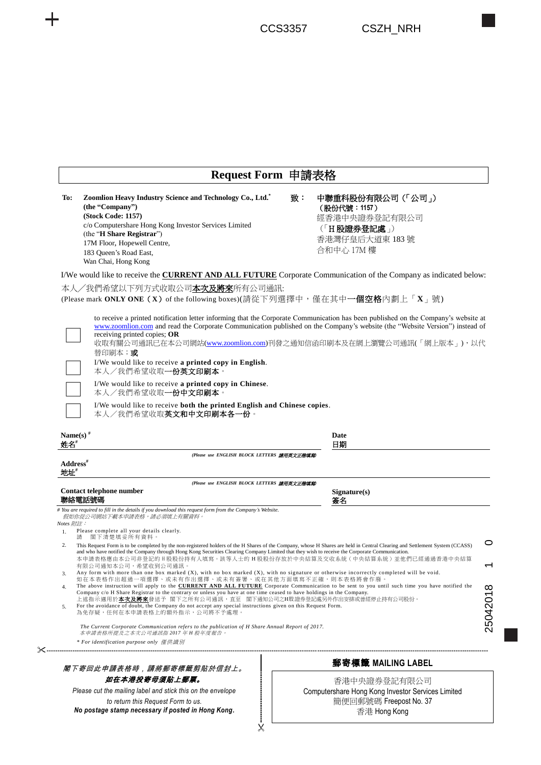# Request Form 申請表格

**To:** **Zoomlion Heavy Industry Science and Technology Co., Ltd.*** 
**(the "Company")** 
**(Stock Code: 1157)** 
c/o Computershare Hong Kong Investor Services Limited 
(the "**H Share Registrar**") 
17M Floor, Hopewell Centre, 
183 Queen's Road East, 
Wan Chai, Hong Kong

**致：** **中聯重科股份有限公司（「公司」）** 
**（股份代號：1157）** 
經香港中央證券登記有限公司 
（「**H股證券登記處**」） 
香港灣仔皇后大道東183號 
合和中心17M樓

I/We would like to receive the **CURRENT AND ALL FUTURE** Corporate Communication of the Company as indicated below:
本人／我們希望以下列方式收取公司**本次及將來**所有公司通訊:
(Please mark **ONLY ONE**（**X**）of the following boxes)(請從下列選擇中，僅在其中**一個空格**內劃上「**X**」號)

☐ to receive a printed notification letter informing that the Corporate Communication has been published on the Company's website at www.zoomlion.com and read the Corporate Communication published on the Company's website (the "Website Version") instead of receiving printed copies; **OR**
收取有關公司通訊已在本公司網站(www.zoomlion.com)刊發之通知信函印刷本及在網上瀏覽公司通訊(「網上版本」)，以代替印刷本；**或**

☐ I/We would like to receive **a printed copy in English**.
本人／我們希望收取**一份英文印刷本**。

☐ I/We would like to receive **a printed copy in Chinese**.
本人／我們希望收取**一份中文印刷本**。

☐ I/We would like to receive **both the printed English and Chinese copies**.
本人／我們希望收取**英文和中文印刷本各一份**。

**Name(s)** # 
**姓名**#
*(Please use ENGLISH BLOCK LETTERS 請用英文正楷填寫)*

**Date** 
**日期**

**Address**# 
**地址**#
*(Please use ENGLISH BLOCK LETTERS 請用英文正楷填寫)*

**Contact telephone number** 
**聯絡電話號碼**

**Signature(s)** 
**簽名**

*# You are required to fill in the details if you download this request form from the Company's Website.* 
*假如你從公司網站下載本申請表格，請必須填上有關資料。*

*Notes 附註：*

1. Please complete all your details clearly.
請 閣下清楚填妥所有資料。
2. This Request Form is to be completed by the non-registered holders of the H Shares of the Company, whose H Shares are held in Central Clearing and Settlement System (CCASS) and who have notified the Company through Hong Kong Securities Clearing Company Limited that they wish to receive the Corporate Communication.
本申請表格應由本公司非登記的H股股份持有人填寫。該等人士的H股股份存放於中央結算及交收系統（中央結算系統）並他們已經通過香港中央結算有限公司通知本公司，希望收到公司通訊。
3. Any form with more than one box marked (X), with no box marked (X), with no signature or otherwise incorrectly completed will be void.
如在本表格作出超過一項選擇、或未有作出選擇、或未有簽署、或在其他方面填寫不正確，則本表格將會作廢。
4. The above instruction will apply to the **CURRENT AND ALL FUTURE** Corporate Communication to be sent to you until such time you have notified the Company c/o H Share Registrar to the contrary or unless you have at one time ceased to have holdings in the Company.
上述指示適用於**本次及將來**發送予 閣下之所有公司通訊，直至 閣下通知公司之H股證券登記處另外作出安排或曾經停止持有公司股份。
5. For the avoidance of doubt, the Company do not accept any special instructions given on this Request Form.
為免存疑，任何在本申請表格上的額外指示，公司將不予處理。

*The Current Corporate Communication refers to the publication of H Share Annual Report of 2017.* 
*本申請表格所提及之本次公司通訊指2017年H股年度報告。*

*\* For identification purpose only 僅供識別*

25042018 1 0

---

***閣下寄回此申請表格時，請將郵寄標籤剪貼於信封上。*** 
***如在本港投寄毋須貼上郵票。*** 
*Please cut the mailing label and stick this on the envelope to return this Request Form to us.* 
***No postage stamp necessary if posted in Hong Kong.***

**郵寄標籤 MAILING LABEL**

香港中央證券登記有限公司 
Computershare Hong Kong Investor Services Limited 
簡便回郵號碼 Freepost No. 37 
香港 Hong Kong